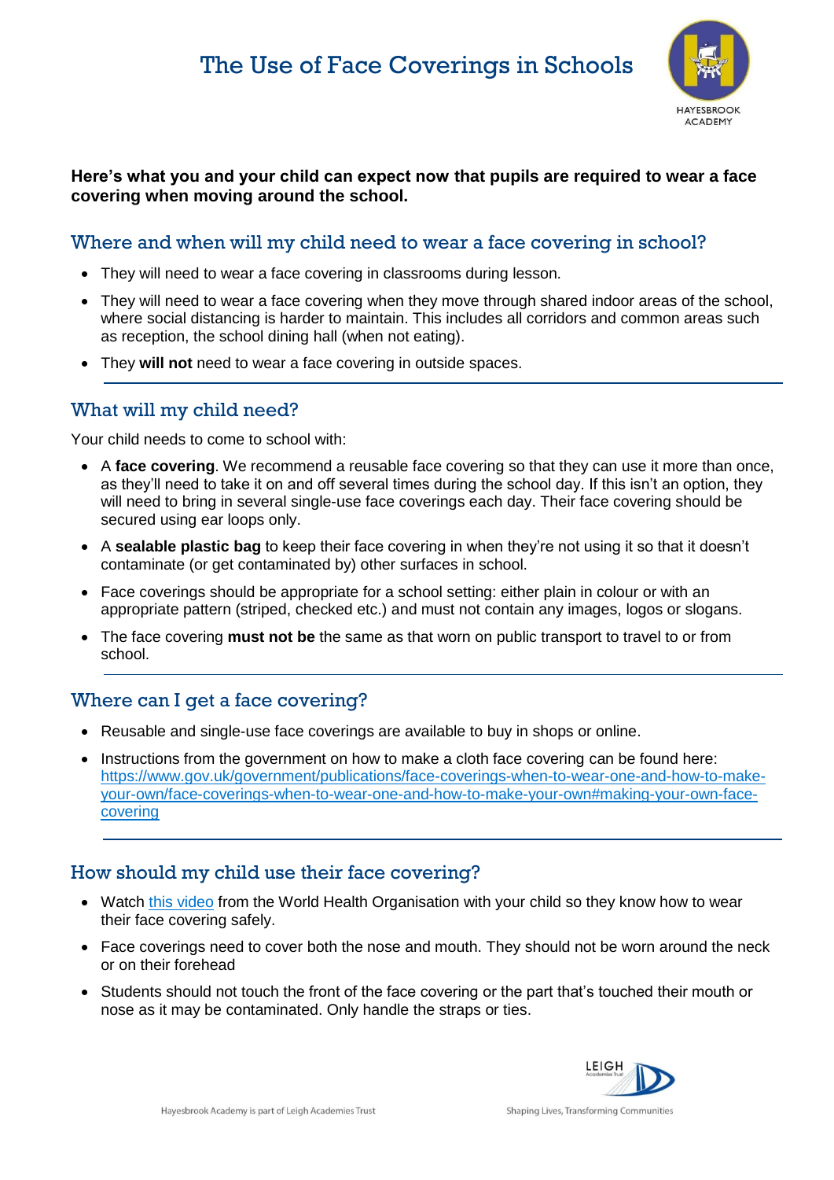# The Use of Face Coverings in Schools

HAYESBROOK ACADEMY

**Here's what you and your child can expect now that pupils are required to wear a face covering when moving around the school.**

## Where and when will my child need to wear a face covering in school?

- They will need to wear a face covering in classrooms during lesson.
- They will need to wear a face covering when they move through shared indoor areas of the school, where social distancing is harder to maintain. This includes all corridors and common areas such as reception, the school dining hall (when not eating).
- They **will not** need to wear a face covering in outside spaces.

## What will my child need?

Your child needs to come to school with:

- A **face covering**. We recommend a reusable face covering so that they can use it more than once, as they'll need to take it on and off several times during the school day. If this isn't an option, they will need to bring in several single-use face coverings each day. Their face covering should be secured using ear loops only.
- A **sealable plastic bag** to keep their face covering in when they're not using it so that it doesn't contaminate (or get contaminated by) other surfaces in school.
- Face coverings should be appropriate for a school setting: either plain in colour or with an appropriate pattern (striped, checked etc.) and must not contain any images, logos or slogans.
- The face covering **must not be** the same as that worn on public transport to travel to or from school.

## Where can I get a face covering?

- Reusable and single-use face coverings are available to buy in shops or online.
- Instructions from the government on how to make a cloth face covering can be found here: https://www.gov.uk/government/publications/face-coverings-when-to-wear-one-and-how-to-make-your-own/face-coverings-when-to-wear-one-and-how-to-make-your-own#making-your-own-face-covering

## How should my child use their face covering?

- Watch this video from the World Health Organisation with your child so they know how to wear their face covering safely.
- Face coverings need to cover both the nose and mouth. They should not be worn around the neck or on their forehead
- Students should not touch the front of the face covering or the part that's touched their mouth or nose as it may be contaminated. Only handle the straps or ties.

Hayesbrook Academy is part of Leigh Academies Trust

Shaping Lives, Transforming Communities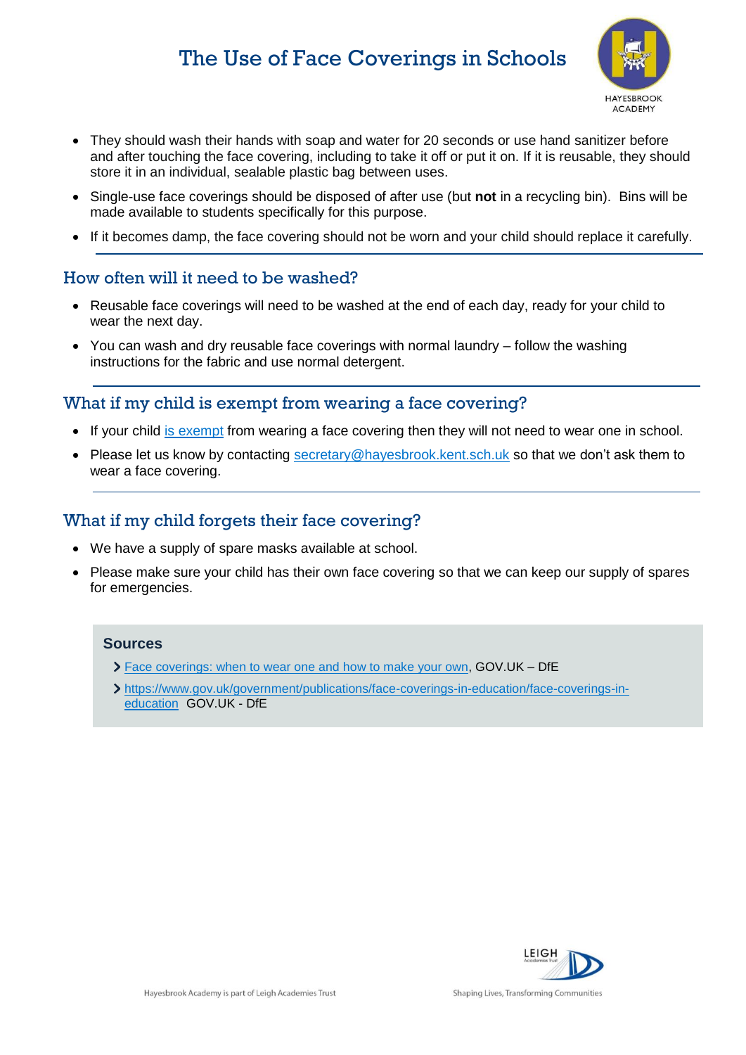- They should wash their hands with soap and water for 20 seconds or use hand sanitizer before and after touching the face covering, including to take it off or put it on. If it is reusable, they should store it in an individual, sealable plastic bag between uses.
- Single-use face coverings should be disposed of after use (but **not** in a recycling bin). Bins will be made available to students specifically for this purpose.
- If it becomes damp, the face covering should not be worn and your child should replace it carefully.

## How often will it need to be washed?

- Reusable face coverings will need to be washed at the end of each day, ready for your child to wear the next day.
- You can wash and dry reusable face coverings with normal laundry – follow the washing instructions for the fabric and use normal detergent.

## What if my child is exempt from wearing a face covering?

- If your child is exempt from wearing a face covering then they will not need to wear one in school.
- Please let us know by contacting secretary@hayesbrook.kent.sch.uk so that we don't ask them to wear a face covering.

## What if my child forgets their face covering?

- We have a supply of spare masks available at school.
- Please make sure your child has their own face covering so that we can keep our supply of spares for emergencies.

### Sources

- Face coverings: when to wear one and how to make your own, GOV.UK – DfE
- https://www.gov.uk/government/publications/face-coverings-in-education/face-coverings-in-education GOV.UK - DfE